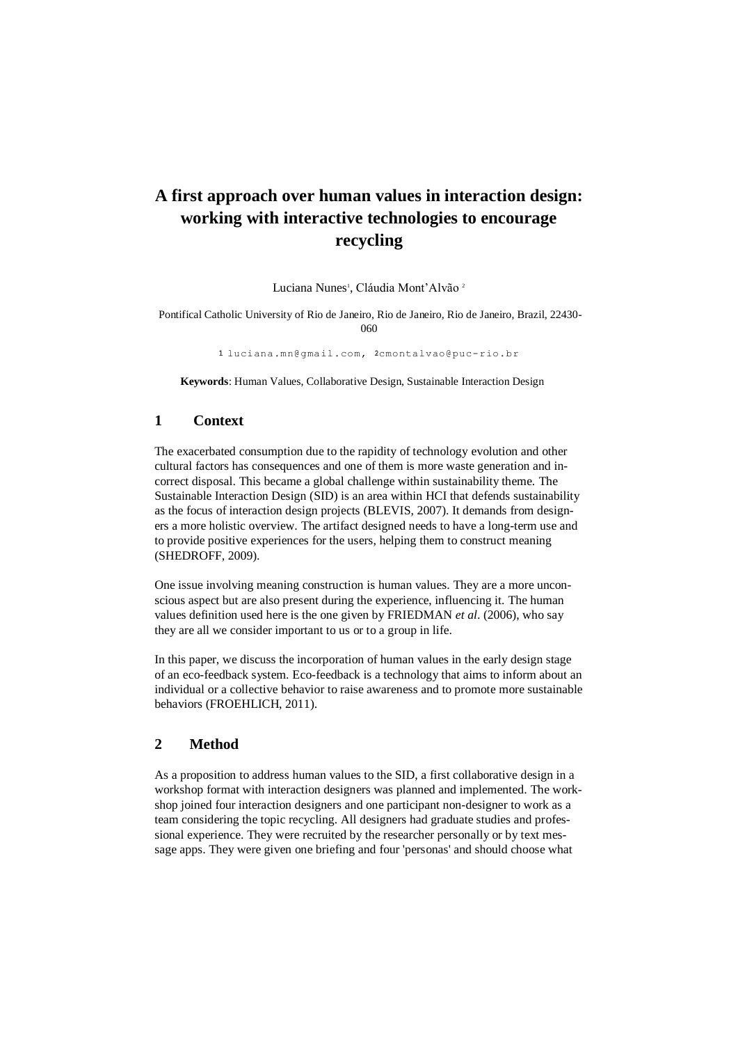# A first approach over human values in interaction design: working with interactive technologies to encourage recycling

Luciana Nunes[1], Cláudia Mont'Alvão [2]

Pontifical Catholic University of Rio de Janeiro, Rio de Janeiro, Rio de Janeiro, Brazil, 22430-060

[1] luciana.mn@gmail.com, [2]cmontalvao@puc-rio.br

**Keywords**: Human Values, Collaborative Design, Sustainable Interaction Design

## 1 Context

The exacerbated consumption due to the rapidity of technology evolution and other cultural factors has consequences and one of them is more waste generation and incorrect disposal. This became a global challenge within sustainability theme. The Sustainable Interaction Design (SID) is an area within HCI that defends sustainability as the focus of interaction design projects (BLEVIS, 2007). It demands from designers a more holistic overview. The artifact designed needs to have a long-term use and to provide positive experiences for the users, helping them to construct meaning (SHEDROFF, 2009).

One issue involving meaning construction is human values. They are a more unconscious aspect but are also present during the experience, influencing it. The human values definition used here is the one given by FRIEDMAN *et al*. (2006), who say they are all we consider important to us or to a group in life.

In this paper, we discuss the incorporation of human values in the early design stage of an eco-feedback system. Eco-feedback is a technology that aims to inform about an individual or a collective behavior to raise awareness and to promote more sustainable behaviors (FROEHLICH, 2011).

## 2 Method

As a proposition to address human values to the SID, a first collaborative design in a workshop format with interaction designers was planned and implemented. The workshop joined four interaction designers and one participant non-designer to work as a team considering the topic recycling. All designers had graduate studies and professional experience. They were recruited by the researcher personally or by text message apps. They were given one briefing and four 'personas' and should choose what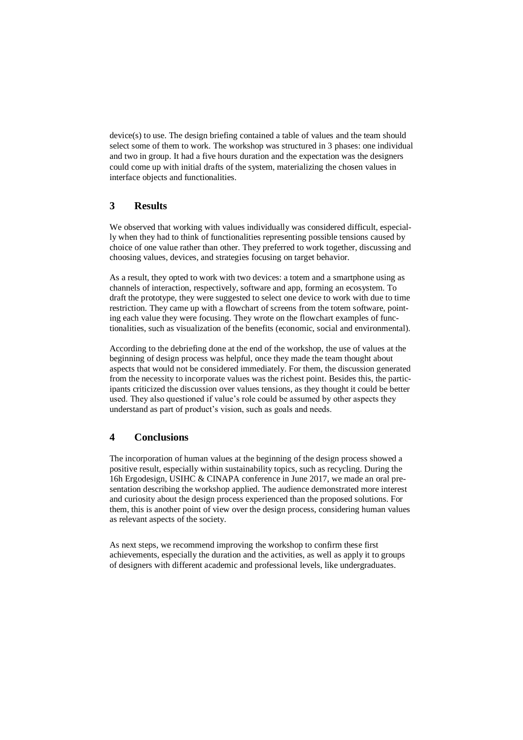device(s) to use. The design briefing contained a table of values and the team should select some of them to work. The workshop was structured in 3 phases: one individual and two in group. It had a five hours duration and the expectation was the designers could come up with initial drafts of the system, materializing the chosen values in interface objects and functionalities.

## 3 Results

We observed that working with values individually was considered difficult, especially when they had to think of functionalities representing possible tensions caused by choice of one value rather than other. They preferred to work together, discussing and choosing values, devices, and strategies focusing on target behavior.

As a result, they opted to work with two devices: a totem and a smartphone using as channels of interaction, respectively, software and app, forming an ecosystem. To draft the prototype, they were suggested to select one device to work with due to time restriction. They came up with a flowchart of screens from the totem software, pointing each value they were focusing. They wrote on the flowchart examples of functionalities, such as visualization of the benefits (economic, social and environmental).

According to the debriefing done at the end of the workshop, the use of values at the beginning of design process was helpful, once they made the team thought about aspects that would not be considered immediately. For them, the discussion generated from the necessity to incorporate values was the richest point. Besides this, the participants criticized the discussion over values tensions, as they thought it could be better used. They also questioned if value's role could be assumed by other aspects they understand as part of product's vision, such as goals and needs.

## 4 Conclusions

The incorporation of human values at the beginning of the design process showed a positive result, especially within sustainability topics, such as recycling. During the 16h Ergodesign, USIHC & CINAPA conference in June 2017, we made an oral presentation describing the workshop applied. The audience demonstrated more interest and curiosity about the design process experienced than the proposed solutions. For them, this is another point of view over the design process, considering human values as relevant aspects of the society.

As next steps, we recommend improving the workshop to confirm these first achievements, especially the duration and the activities, as well as apply it to groups of designers with different academic and professional levels, like undergraduates.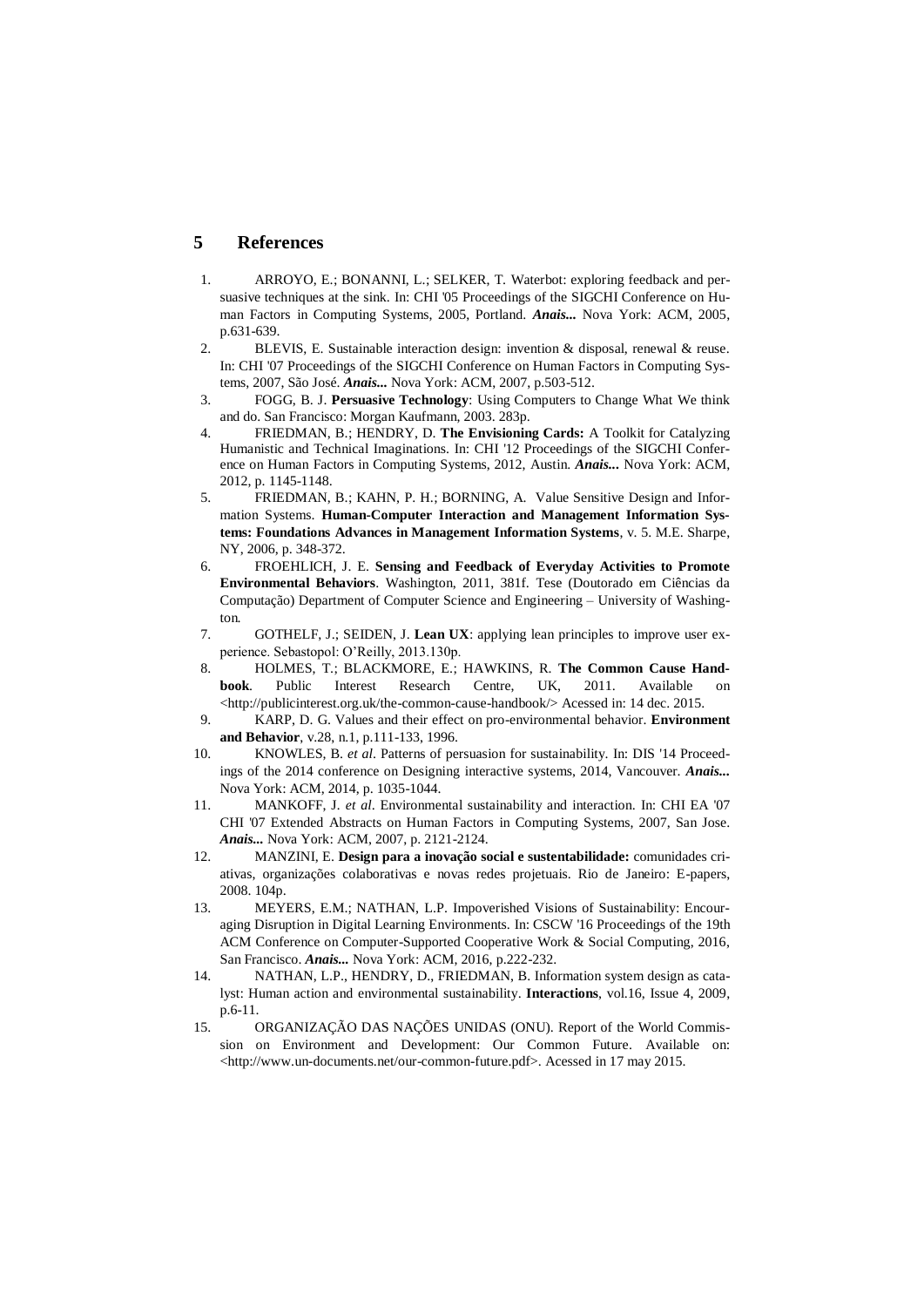## 5 References

1. ARROYO, E.; BONANNI, L.; SELKER, T. Waterbot: exploring feedback and persuasive techniques at the sink. In: CHI '05 Proceedings of the SIGCHI Conference on Human Factors in Computing Systems, 2005, Portland. ***Anais...*** Nova York: ACM, 2005, p.631-639.
2. BLEVIS, E. Sustainable interaction design: invention & disposal, renewal & reuse. In: CHI '07 Proceedings of the SIGCHI Conference on Human Factors in Computing Systems, 2007, São José. ***Anais...*** Nova York: ACM, 2007, p.503-512.
3. FOGG, B. J. **Persuasive Technology**: Using Computers to Change What We think and do. San Francisco: Morgan Kaufmann, 2003. 283p.
4. FRIEDMAN, B.; HENDRY, D. **The Envisioning Cards:** A Toolkit for Catalyzing Humanistic and Technical Imaginations. In: CHI '12 Proceedings of the SIGCHI Conference on Human Factors in Computing Systems, 2012, Austin. ***Anais...*** Nova York: ACM, 2012, p. 1145-1148.
5. FRIEDMAN, B.; KAHN, P. H.; BORNING, A. Value Sensitive Design and Information Systems. **Human-Computer Interaction and Management Information Systems: Foundations Advances in Management Information Systems**, v. 5. M.E. Sharpe, NY, 2006, p. 348-372.
6. FROEHLICH, J. E. **Sensing and Feedback of Everyday Activities to Promote Environmental Behaviors**. Washington, 2011, 381f. Tese (Doutorado em Ciências da Computação) Department of Computer Science and Engineering – University of Washington.
7. GOTHELF, J.; SEIDEN, J. **Lean UX**: applying lean principles to improve user experience. Sebastopol: O'Reilly, 2013.130p.
8. HOLMES, T.; BLACKMORE, E.; HAWKINS, R. **The Common Cause Handbook**. Public Interest Research Centre, UK, 2011. Available on <http://publicinterest.org.uk/the-common-cause-handbook/> Acessed in: 14 dec. 2015.
9. KARP, D. G. Values and their effect on pro-environmental behavior. **Environment and Behavior**, v.28, n.1, p.111-133, 1996.
10. KNOWLES, B. *et al*. Patterns of persuasion for sustainability. In: DIS '14 Proceedings of the 2014 conference on Designing interactive systems, 2014, Vancouver. ***Anais...*** Nova York: ACM, 2014, p. 1035-1044.
11. MANKOFF, J. *et al*. Environmental sustainability and interaction. In: CHI EA '07 CHI '07 Extended Abstracts on Human Factors in Computing Systems, 2007, San Jose. ***Anais...*** Nova York: ACM, 2007, p. 2121-2124.
12. MANZINI, E. **Design para a inovação social e sustentabilidade:** comunidades criativas, organizações colaborativas e novas redes projetuais. Rio de Janeiro: E-papers, 2008. 104p.
13. MEYERS, E.M.; NATHAN, L.P. Impoverished Visions of Sustainability: Encouraging Disruption in Digital Learning Environments. In: CSCW '16 Proceedings of the 19th ACM Conference on Computer-Supported Cooperative Work & Social Computing, 2016, San Francisco. ***Anais...*** Nova York: ACM, 2016, p.222-232.
14. NATHAN, L.P., HENDRY, D., FRIEDMAN, B. Information system design as catalyst: Human action and environmental sustainability. **Interactions**, vol.16, Issue 4, 2009, p.6-11.
15. ORGANIZAÇÃO DAS NAÇÕES UNIDAS (ONU). Report of the World Commission on Environment and Development: Our Common Future. Available on: <http://www.un-documents.net/our-common-future.pdf>. Acessed in 17 may 2015.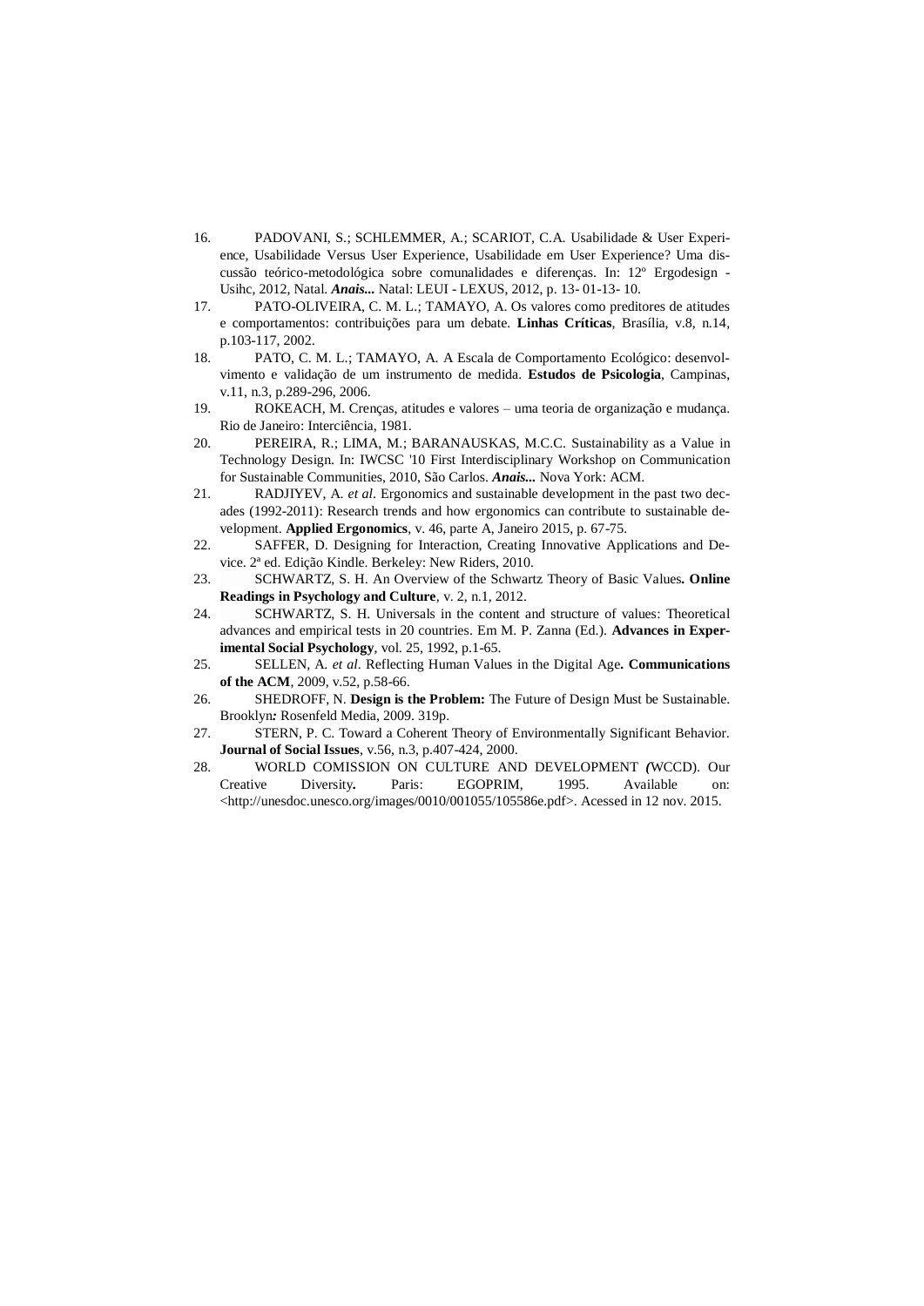16. PADOVANI, S.; SCHLEMMER, A.; SCARIOT, C.A. Usabilidade & User Experience, Usabilidade Versus User Experience, Usabilidade em User Experience? Uma discussão teórico-metodológica sobre comunalidades e diferenças. In: 12º Ergodesign - Usihc, 2012, Natal. ***Anais...*** Natal: LEUI - LEXUS, 2012, p. 13- 01-13- 10.
17. PATO-OLIVEIRA, C. M. L.; TAMAYO, A. Os valores como preditores de atitudes e comportamentos: contribuições para um debate. **Linhas Críticas**, Brasília, v.8, n.14, p.103-117, 2002.
18. PATO, C. M. L.; TAMAYO, A. A Escala de Comportamento Ecológico: desenvolvimento e validação de um instrumento de medida. **Estudos de Psicologia**, Campinas, v.11, n.3, p.289-296, 2006.
19. ROKEACH, M. Crenças, atitudes e valores – uma teoria de organização e mudança. Rio de Janeiro: Interciência, 1981.
20. PEREIRA, R.; LIMA, M.; BARANAUSKAS, M.C.C. Sustainability as a Value in Technology Design. In: IWCSC '10 First Interdisciplinary Workshop on Communication for Sustainable Communities, 2010, São Carlos. ***Anais...*** Nova York: ACM.
21. RADJIYEV, A. *et al*. Ergonomics and sustainable development in the past two decades (1992-2011): Research trends and how ergonomics can contribute to sustainable development. **Applied Ergonomics**, v. 46, parte A, Janeiro 2015, p. 67-75.
22. SAFFER, D. Designing for Interaction, Creating Innovative Applications and Device. 2ª ed. Edição Kindle. Berkeley: New Riders, 2010.
23. SCHWARTZ, S. H. An Overview of the Schwartz Theory of Basic Values**. Online Readings in Psychology and Culture**, v. 2, n.1, 2012.
24. SCHWARTZ, S. H. Universals in the content and structure of values: Theoretical advances and empirical tests in 20 countries. Em M. P. Zanna (Ed.). **Advances in Experimental Social Psychology**, vol. 25, 1992, p.1-65.
25. SELLEN, A. *et al*. Reflecting Human Values in the Digital Age**. Communications of the ACM**, 2009, v.52, p.58-66.
26. SHEDROFF, N. **Design is the Problem:** The Future of Design Must be Sustainable. Brooklyn***:*** Rosenfeld Media, 2009. 319p.
27. STERN, P. C. Toward a Coherent Theory of Environmentally Significant Behavior. **Journal of Social Issues**, v.56, n.3, p.407-424, 2000.
28. WORLD COMISSION ON CULTURE AND DEVELOPMENT ***(***WCCD). Our Creative Diversity**.** Paris: EGOPRIM, 1995. Available on: <http://unesdoc.unesco.org/images/0010/001055/105586e.pdf>. Acessed in 12 nov. 2015.